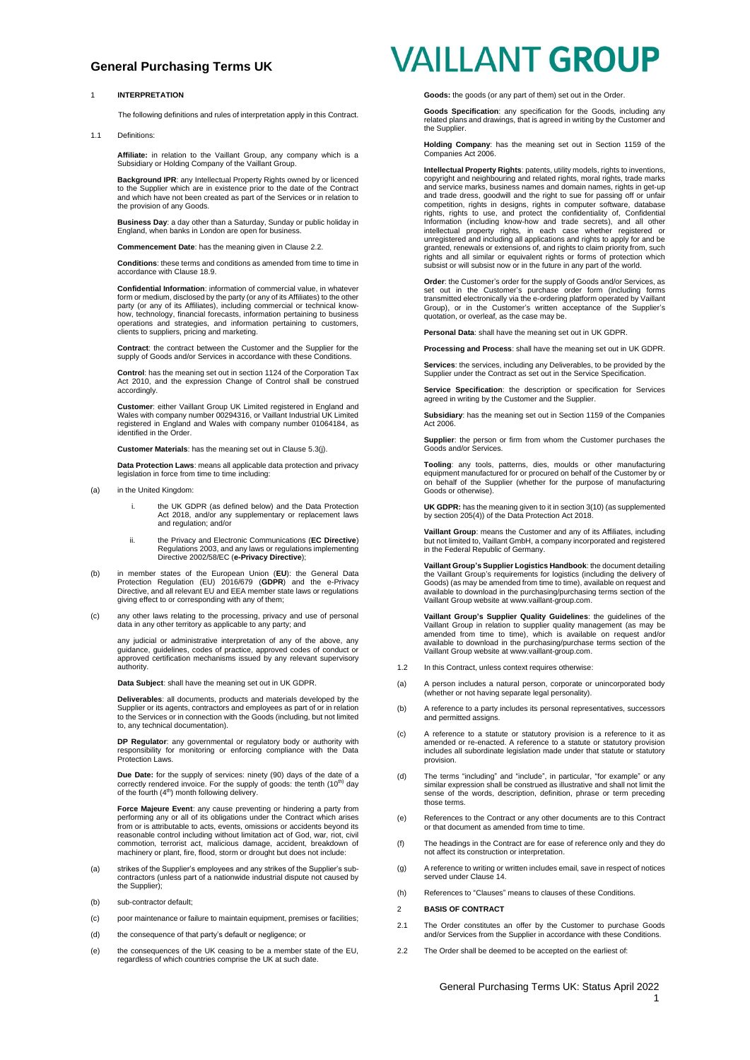# General Purchasing Terms UK

VAILLANT GROUP

## 1 INTERPRETATION

The following definitions and rules of interpretation apply in this Contract.

1.1 Definitions:

**Affiliate:** in relation to the Vaillant Group, any company which is a Subsidiary or Holding Company of the Vaillant Group.

**Background IPR**: any Intellectual Property Rights owned by or licenced to the Supplier which are in existence prior to the date of the Contract and which have not been created as part of the Services or in relation to the provision of any Goods.

**Business Day**: a day other than a Saturday, Sunday or public holiday in England, when banks in London are open for business.

**Commencement Date**: has the meaning given in Clause 2.2.

**Conditions**: these terms and conditions as amended from time to time in accordance with Clause 18.9.

**Confidential Information**: information of commercial value, in whatever form or medium, disclosed by the party (or any of its Affiliates) to the other party (or any of its Affiliates), including commercial or technical know-how, technology, financial forecasts, information pertaining to business operations and strategies, and information pertaining to customers, clients to suppliers, pricing and marketing.

**Contract**: the contract between the Customer and the Supplier for the supply of Goods and/or Services in accordance with these Conditions.

**Control**: has the meaning set out in section 1124 of the Corporation Tax Act 2010, and the expression Change of Control shall be construed accordingly.

**Customer**: either Vaillant Group UK Limited registered in England and Wales with company number 00294316, or Vaillant Industrial UK Limited registered in England and Wales with company number 01064184, as identified in the Order.

**Customer Materials**: has the meaning set out in Clause 5.3(j).

**Data Protection Laws**: means all applicable data protection and privacy legislation in force from time to time including:

(a) in the United Kingdom:

i. the UK GDPR (as defined below) and the Data Protection Act 2018, and/or any supplementary or replacement laws and regulation; and/or

ii. the Privacy and Electronic Communications (**EC Directive**) Regulations 2003, and any laws or regulations implementing Directive 2002/58/EC (**e-Privacy Directive**);

(b) in member states of the European Union (**EU**): the General Data Protection Regulation (EU) 2016/679 (**GDPR**) and the e-Privacy Directive, and all relevant EU and EEA member state laws or regulations giving effect to or corresponding with any of them;

(c) any other laws relating to the processing, privacy and use of personal data in any other territory as applicable to any party; and

any judicial or administrative interpretation of any of the above, any guidance, guidelines, codes of practice, approved codes of conduct or approved certification mechanisms issued by any relevant supervisory authority.

**Data Subject**: shall have the meaning set out in UK GDPR.

**Deliverables**: all documents, products and materials developed by the Supplier or its agents, contractors and employees as part of or in relation to the Services or in connection with the Goods (including, but not limited to, any technical documentation).

**DP Regulator**: any governmental or regulatory body or authority with responsibility for monitoring or enforcing compliance with the Data Protection Laws.

**Due Date:** for the supply of services: ninety (90) days of the date of a correctly rendered invoice. For the supply of goods: the tenth (10th) day of the fourth (4th) month following delivery.

**Force Majeure Event**: any cause preventing or hindering a party from performing any or all of its obligations under the Contract which arises from or is attributable to acts, events, omissions or accidents beyond its reasonable control including without limitation act of God, war, riot, civil commotion, terrorist act, malicious damage, accident, breakdown of machinery or plant, fire, flood, storm or drought but does not include:

(a) strikes of the Supplier's employees and any strikes of the Supplier's sub-contractors (unless part of a nationwide industrial dispute not caused by the Supplier);

(b) sub-contractor default;

(c) poor maintenance or failure to maintain equipment, premises or facilities;

(d) the consequence of that party's default or negligence; or

(e) the consequences of the UK ceasing to be a member state of the EU, regardless of which countries comprise the UK at such date.

**Goods:** the goods (or any part of them) set out in the Order.

**Goods Specification**: any specification for the Goods, including any related plans and drawings, that is agreed in writing by the Customer and the Supplier.

**Holding Company**: has the meaning set out in Section 1159 of the Companies Act 2006.

**Intellectual Property Rights**: patents, utility models, rights to inventions, copyright and neighbouring and related rights, moral rights, trade marks and service marks, business names and domain names, rights in get-up and trade dress, goodwill and the right to sue for passing off or unfair competition, rights in designs, rights in computer software, database rights, rights to use, and protect the confidentiality of, Confidential Information (including know-how and trade secrets), and all other intellectual property rights, in each case whether registered or unregistered and including all applications and rights to apply for and be granted, renewals or extensions of, and rights to claim priority from, such rights and all similar or equivalent rights or forms of protection which subsist or will subsist now or in the future in any part of the world.

**Order**: the Customer's order for the supply of Goods and/or Services, as set out in the Customer's purchase order form (including forms transmitted electronically via the e-ordering platform operated by Vaillant Group), or in the Customer's written acceptance of the Supplier's quotation, or overleaf, as the case may be.

**Personal Data**: shall have the meaning set out in UK GDPR.

**Processing and Process**: shall have the meaning set out in UK GDPR.

**Services**: the services, including any Deliverables, to be provided by the Supplier under the Contract as set out in the Service Specification.

**Service Specification**: the description or specification for Services agreed in writing by the Customer and the Supplier.

**Subsidiary**: has the meaning set out in Section 1159 of the Companies Act 2006.

**Supplier**: the person or firm from whom the Customer purchases the Goods and/or Services.

**Tooling**: any tools, patterns, dies, moulds or other manufacturing equipment manufactured for or procured on behalf of the Customer by or on behalf of the Supplier (whether for the purpose of manufacturing Goods or otherwise).

**UK GDPR:** has the meaning given to it in section 3(10) (as supplemented by section 205(4)) of the Data Protection Act 2018.

**Vaillant Group**: means the Customer and any of its Affiliates, including but not limited to, Vaillant GmbH, a company incorporated and registered in the Federal Republic of Germany.

**Vaillant Group's Supplier Logistics Handbook**: the document detailing the Vaillant Group's requirements for logistics (including the delivery of Goods) (as may be amended from time to time), available on request and available to download in the purchasing/purchasing terms section of the Vaillant Group website at www.vaillant-group.com.

**Vaillant Group's Supplier Quality Guidelines**: the guidelines of the Vaillant Group in relation to supplier quality management (as may be amended from time to time), which is available on request and/or available to download in the purchasing/purchase terms section of the Vaillant Group website at www.vaillant-group.com.

1.2 In this Contract, unless context requires otherwise:

(a) A person includes a natural person, corporate or unincorporated body (whether or not having separate legal personality).

(b) A reference to a party includes its personal representatives, successors and permitted assigns.

(c) A reference to a statute or statutory provision is a reference to it as amended or re-enacted. A reference to a statute or statutory provision includes all subordinate legislation made under that statute or statutory provision.

(d) The terms "including" and "include", in particular, "for example" or any similar expression shall be construed as illustrative and shall not limit the sense of the words, description, definition, phrase or term preceding those terms.

(e) References to the Contract or any other documents are to this Contract or that document as amended from time to time.

(f) The headings in the Contract are for ease of reference only and they do not affect its construction or interpretation.

(g) A reference to writing or written includes email, save in respect of notices served under Clause 14.

(h) References to "Clauses" means to clauses of these Conditions.

## 2 BASIS OF CONTRACT

2.1 The Order constitutes an offer by the Customer to purchase Goods and/or Services from the Supplier in accordance with these Conditions.

2.2 The Order shall be deemed to be accepted on the earliest of:

General Purchasing Terms UK: Status April 2022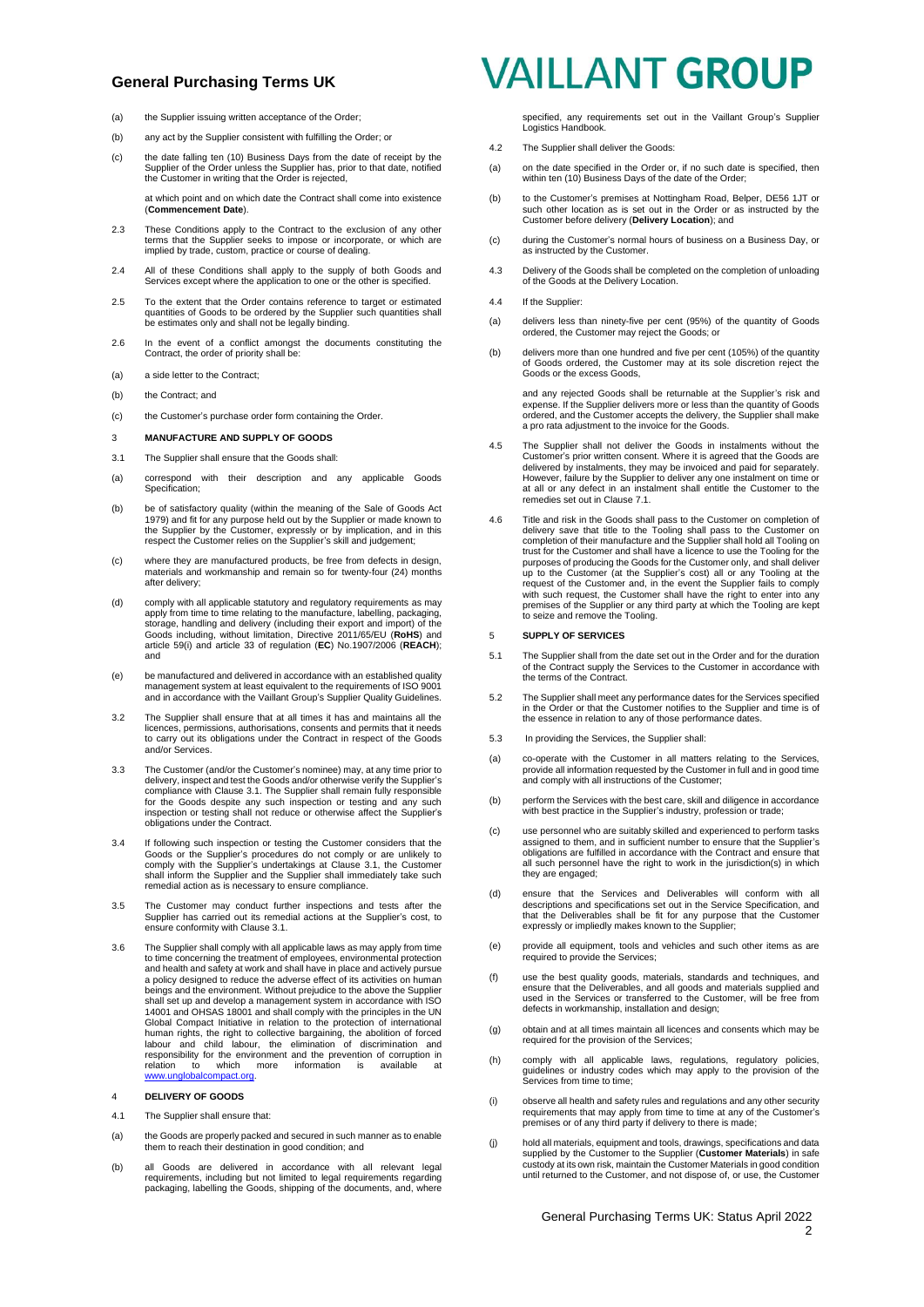(a) the Supplier issuing written acceptance of the Order;

(b) any act by the Supplier consistent with fulfilling the Order; or

(c) the date falling ten (10) Business Days from the date of receipt by the Supplier of the Order unless the Supplier has, prior to that date, notified the Customer in writing that the Order is rejected,

at which point and on which date the Contract shall come into existence (**Commencement Date**).

2.3 These Conditions apply to the Contract to the exclusion of any other terms that the Supplier seeks to impose or incorporate, or which are implied by trade, custom, practice or course of dealing.

2.4 All of these Conditions shall apply to the supply of both Goods and Services except where the application to one or the other is specified.

2.5 To the extent that the Order contains reference to target or estimated quantities of Goods to be ordered by the Supplier such quantities shall be estimates only and shall not be legally binding.

2.6 In the event of a conflict amongst the documents constituting the Contract, the order of priority shall be:

(a) a side letter to the Contract;

(b) the Contract; and

(c) the Customer's purchase order form containing the Order.

## 3 MANUFACTURE AND SUPPLY OF GOODS

3.1 The Supplier shall ensure that the Goods shall:

(a) correspond with their description and any applicable Goods Specification;

(b) be of satisfactory quality (within the meaning of the Sale of Goods Act 1979) and fit for any purpose held out by the Supplier or made known to the Supplier by the Customer, expressly or by implication, and in this respect the Customer relies on the Supplier's skill and judgement;

(c) where they are manufactured products, be free from defects in design, materials and workmanship and remain so for twenty-four (24) months after delivery;

(d) comply with all applicable statutory and regulatory requirements as may apply from time to time relating to the manufacture, labelling, packaging, storage, handling and delivery (including their export and import) of the Goods including, without limitation, Directive 2011/65/EU (**RoHS**) and article 59(i) and article 33 of regulation (**EC**) No.1907/2006 (**REACH**); and

(e) be manufactured and delivered in accordance with an established quality management system at least equivalent to the requirements of ISO 9001 and in accordance with the Vaillant Group's Supplier Quality Guidelines.

3.2 The Supplier shall ensure that at all times it has and maintains all the licences, permissions, authorisations, consents and permits that it needs to carry out its obligations under the Contract in respect of the Goods and/or Services.

3.3 The Customer (and/or the Customer's nominee) may, at any time prior to delivery, inspect and test the Goods and/or otherwise verify the Supplier's compliance with Clause 3.1. The Supplier shall remain fully responsible for the Goods despite any such inspection or testing and any such inspection or testing shall not reduce or otherwise affect the Supplier's obligations under the Contract.

3.4 If following such inspection or testing the Customer considers that the Goods or the Supplier's procedures do not comply or are unlikely to comply with the Supplier's undertakings at Clause 3.1, the Customer shall inform the Supplier and the Supplier shall immediately take such remedial action as is necessary to ensure compliance.

3.5 The Customer may conduct further inspections and tests after the Supplier has carried out its remedial actions at the Supplier's cost, to ensure conformity with Clause 3.1.

3.6 The Supplier shall comply with all applicable laws as may apply from time to time concerning the treatment of employees, environmental protection and health and safety at work and shall have in place and actively pursue a policy designed to reduce the adverse effect of its activities on human beings and the environment. Without prejudice to the above the Supplier shall set up and develop a management system in accordance with ISO 14001 and OHSAS 18001 and shall comply with the principles in the UN Global Compact Initiative in relation to the protection of international human rights, the right to collective bargaining, the abolition of forced labour and child labour, the elimination of discrimination and responsibility for the environment and the prevention of corruption in relation to which more information is available at www.unglobalcompact.org.

## 4 DELIVERY OF GOODS

4.1 The Supplier shall ensure that:

(a) the Goods are properly packed and secured in such manner as to enable them to reach their destination in good condition; and

(b) all Goods are delivered in accordance with all relevant legal requirements, including but not limited to legal requirements regarding packaging, labelling the Goods, shipping of the documents, and, where specified, any requirements set out in the Vaillant Group's Supplier Logistics Handbook.

4.2 The Supplier shall deliver the Goods:

(a) on the date specified in the Order or, if no such date is specified, then within ten (10) Business Days of the date of the Order;

(b) to the Customer's premises at Nottingham Road, Belper, DE56 1JT or such other location as is set out in the Order or as instructed by the Customer before delivery (**Delivery Location**); and

(c) during the Customer's normal hours of business on a Business Day, or as instructed by the Customer.

4.3 Delivery of the Goods shall be completed on the completion of unloading of the Goods at the Delivery Location.

4.4 If the Supplier:

(a) delivers less than ninety-five per cent (95%) of the quantity of Goods ordered, the Customer may reject the Goods; or

(b) delivers more than one hundred and five per cent (105%) of the quantity of Goods ordered, the Customer may at its sole discretion reject the Goods or the excess Goods,

and any rejected Goods shall be returnable at the Supplier's risk and expense. If the Supplier delivers more or less than the quantity of Goods ordered, and the Customer accepts the delivery, the Supplier shall make a pro rata adjustment to the invoice for the Goods.

4.5 The Supplier shall not deliver the Goods in instalments without the Customer's prior written consent. Where it is agreed that the Goods are delivered by instalments, they may be invoiced and paid for separately. However, failure by the Supplier to deliver any one instalment on time or at all or any defect in an instalment shall entitle the Customer to the remedies set out in Clause 7.1.

4.6 Title and risk in the Goods shall pass to the Customer on completion of delivery save that title to the Tooling shall pass to the Customer on completion of their manufacture and the Supplier shall hold all Tooling on trust for the Customer and shall have a licence to use the Tooling for the purposes of producing the Goods for the Customer only, and shall deliver up to the Customer (at the Supplier's cost) all or any Tooling at the request of the Customer and, in the event the Supplier fails to comply with such request, the Customer shall have the right to enter into any premises of the Supplier or any third party at which the Tooling are kept to seize and remove the Tooling.

## 5 SUPPLY OF SERVICES

5.1 The Supplier shall from the date set out in the Order and for the duration of the Contract supply the Services to the Customer in accordance with the terms of the Contract.

5.2 The Supplier shall meet any performance dates for the Services specified in the Order or that the Customer notifies to the Supplier and time is of the essence in relation to any of those performance dates.

5.3 In providing the Services, the Supplier shall:

(a) co-operate with the Customer in all matters relating to the Services, provide all information requested by the Customer in full and in good time and comply with all instructions of the Customer;

(b) perform the Services with the best care, skill and diligence in accordance with best practice in the Supplier's industry, profession or trade;

(c) use personnel who are suitably skilled and experienced to perform tasks assigned to them, and in sufficient number to ensure that the Supplier's obligations are fulfilled in accordance with the Contract and ensure that all such personnel have the right to work in the jurisdiction(s) in which they are engaged;

(d) ensure that the Services and Deliverables will conform with all descriptions and specifications set out in the Service Specification, and that the Deliverables shall be fit for any purpose that the Customer expressly or impliedly makes known to the Supplier;

(e) provide all equipment, tools and vehicles and such other items as are required to provide the Services;

(f) use the best quality goods, materials, standards and techniques, and ensure that the Deliverables, and all goods and materials supplied and used in the Services or transferred to the Customer, will be free from defects in workmanship, installation and design;

(g) obtain and at all times maintain all licences and consents which may be required for the provision of the Services;

(h) comply with all applicable laws, regulations, regulatory policies, guidelines or industry codes which may apply to the provision of the Services from time to time;

(i) observe all health and safety rules and regulations and any other security requirements that may apply from time to time at any of the Customer's premises or of any third party if delivery to there is made;

(j) hold all materials, equipment and tools, drawings, specifications and data supplied by the Customer to the Supplier (**Customer Materials**) in safe custody at its own risk, maintain the Customer Materials in good condition until returned to the Customer, and not dispose of, or use, the Customer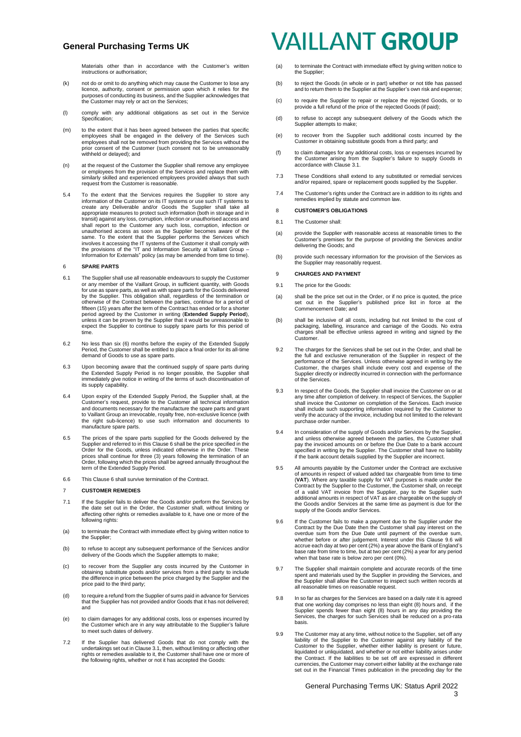Materials other than in accordance with the Customer's written instructions or authorisation;

(k) not do or omit to do anything which may cause the Customer to lose any licence, authority, consent or permission upon which it relies for the purposes of conducting its business, and the Supplier acknowledges that the Customer may rely or act on the Services;

(l) comply with any additional obligations as set out in the Service Specification;

(m) to the extent that it has been agreed between the parties that specific employees shall be engaged in the delivery of the Services such employees shall not be removed from providing the Services without the prior consent of the Customer (such consent not to be unreasonably withheld or delayed); and

(n) at the request of the Customer the Supplier shall remove any employee or employees from the provision of the Services and replace them with similarly skilled and experienced employees provided always that such request from the Customer is reasonable.

5.4 To the extent that the Services requires the Supplier to store any information of the Customer on its IT systems or use such IT systems to create any Deliverable and/or Goods the Supplier shall take all appropriate measures to protect such information (both in storage and in transit) against any loss, corruption, infection or unauthorised access and shall report to the Customer any such loss, corruption, infection or unauthorised access as soon as the Supplier becomes aware of the same. To the extent that the Supplier performs the Services which involves it accessing the IT systems of the Customer it shall comply with the provisions of the "IT and Information Security at Vaillant Group – Information for Externals" policy (as may be amended from time to time).

## 6 SPARE PARTS

6.1 The Supplier shall use all reasonable endeavours to supply the Customer or any member of the Vaillant Group, in sufficient quantity, with Goods for use as spare parts, as well as with spare parts for the Goods delivered by the Supplier. This obligation shall, regardless of the termination or otherwise of the Contract between the parties, continue for a period of fifteen (15) years after the term of the Contract has ended or for a shorter period agreed by the Customer in writing (**Extended Supply Period**), unless it can be proven by the Supplier that it would be unreasonable to expect the Supplier to continue to supply spare parts for this period of time.

6.2 No less than six (6) months before the expiry of the Extended Supply Period, the Customer shall be entitled to place a final order for its all-time demand of Goods to use as spare parts.

6.3 Upon becoming aware that the continued supply of spare parts during the Extended Supply Period is no longer possible, the Supplier shall immediately give notice in writing of the terms of such discontinuation of its supply capability.

6.4 Upon expiry of the Extended Supply Period, the Supplier shall, at the Customer's request, provide to the Customer all technical information and documents necessary for the manufacture the spare parts and grant to Vaillant Group an irrevocable, royalty free, non-exclusive licence (with the right sub-licence) to use such information and documents to manufacture spare parts.

6.5 The prices of the spare parts supplied for the Goods delivered by the Supplier and referred to in this Clause 6 shall be the price specified in the Order for the Goods, unless indicated otherwise in the Order. These prices shall continue for three (3) years following the termination of an Order, following which the prices shall be agreed annually throughout the term of the Extended Supply Period.

6.6 This Clause 6 shall survive termination of the Contract.

## 7 CUSTOMER REMEDIES

7.1 If the Supplier fails to deliver the Goods and/or perform the Services by the date set out in the Order, the Customer shall, without limiting or affecting other rights or remedies available to it, have one or more of the following rights:

(a) to terminate the Contract with immediate effect by giving written notice to the Supplier;

(b) to refuse to accept any subsequent performance of the Services and/or delivery of the Goods which the Supplier attempts to make;

(c) to recover from the Supplier any costs incurred by the Customer in obtaining substitute goods and/or services from a third party to include the difference in price between the price charged by the Supplier and the price paid to the third party;

(d) to require a refund from the Supplier of sums paid in advance for Services that the Supplier has not provided and/or Goods that it has not delivered; and

(e) to claim damages for any additional costs, loss or expenses incurred by the Customer which are in any way attributable to the Supplier's failure to meet such dates of delivery.

7.2 If the Supplier has delivered Goods that do not comply with the undertakings set out in Clause 3.1, then, without limiting or affecting other rights or remedies available to it, the Customer shall have one or more of the following rights, whether or not it has accepted the Goods:

(a) to terminate the Contract with immediate effect by giving written notice to the Supplier;

(b) to reject the Goods (in whole or in part) whether or not title has passed and to return them to the Supplier at the Supplier's own risk and expense;

(c) to require the Supplier to repair or replace the rejected Goods, or to provide a full refund of the price of the rejected Goods (if paid);

(d) to refuse to accept any subsequent delivery of the Goods which the Supplier attempts to make;

(e) to recover from the Supplier such additional costs incurred by the Customer in obtaining substitute goods from a third party; and

(f) to claim damages for any additional costs, loss or expenses incurred by the Customer arising from the Supplier's failure to supply Goods in accordance with Clause 3.1.

7.3 These Conditions shall extend to any substituted or remedial services and/or repaired, spare or replacement goods supplied by the Supplier.

7.4 The Customer's rights under the Contract are in addition to its rights and remedies implied by statute and common law.

## 8 CUSTOMER'S OBLIGATIONS

8.1 The Customer shall:

(a) provide the Supplier with reasonable access at reasonable times to the Customer's premises for the purpose of providing the Services and/or delivering the Goods; and

(b) provide such necessary information for the provision of the Services as the Supplier may reasonably request.

## 9 CHARGES AND PAYMENT

9.1 The price for the Goods:

(a) shall be the price set out in the Order, or if no price is quoted, the price set out in the Supplier's published price list in force at the Commencement Date; and

(b) shall be inclusive of all costs, including but not limited to the cost of packaging, labelling, insurance and carriage of the Goods. No extra charges shall be effective unless agreed in writing and signed by the Customer.

9.2 The charges for the Services shall be set out in the Order, and shall be the full and exclusive remuneration of the Supplier in respect of the performance of the Services. Unless otherwise agreed in writing by the Customer, the charges shall include every cost and expense of the Supplier directly or indirectly incurred in connection with the performance of the Services.

9.3 In respect of the Goods, the Supplier shall invoice the Customer on or at any time after completion of delivery. In respect of Services, the Supplier shall invoice the Customer on completion of the Services. Each invoice shall include such supporting information required by the Customer to verify the accuracy of the invoice, including but not limited to the relevant purchase order number.

9.4 In consideration of the supply of Goods and/or Services by the Supplier, and unless otherwise agreed between the parties, the Customer shall pay the invoiced amounts on or before the Due Date to a bank account specified in writing by the Supplier. The Customer shall have no liability if the bank account details supplied by the Supplier are incorrect.

9.5 All amounts payable by the Customer under the Contract are exclusive of amounts in respect of valued added tax chargeable from time to time (**VAT**). Where any taxable supply for VAT purposes is made under the Contract by the Supplier to the Customer, the Customer shall, on receipt of a valid VAT invoice from the Supplier, pay to the Supplier such additional amounts in respect of VAT as are chargeable on the supply of the Goods and/or Services at the same time as payment is due for the supply of the Goods and/or Services.

9.6 If the Customer fails to make a payment due to the Supplier under the Contract by the Due Date then the Customer shall pay interest on the overdue sum from the Due Date until payment of the overdue sum, whether before or after judgement. Interest under this Clause 9.6 will accrue each day at two per cent (2%) a year above the Bank of England's base rate from time to time, but at two per cent (2%) a year for any period when that base rate is below zero per cent (0%).

9.7 The Supplier shall maintain complete and accurate records of the time spent and materials used by the Supplier in providing the Services, and the Supplier shall allow the Customer to inspect such written records at all reasonable times on reasonable request.

9.8 In so far as charges for the Services are based on a daily rate it is agreed that one working day comprises no less than eight (8) hours and, if the Supplier spends fewer than eight (8) hours in any day providing the Services, the charges for such Services shall be reduced on a pro-rata basis.

9.9 The Customer may at any time, without notice to the Supplier, set off any liability of the Supplier to the Customer against any liability of the Customer to the Supplier, whether either liability is present or future, liquidated or unliquidated, and whether or not either liability arises under the Contract. If the liabilities to be set off are expressed in different currencies, the Customer may convert either liability at the exchange rate set out in the Financial Times publication in the preceding day for the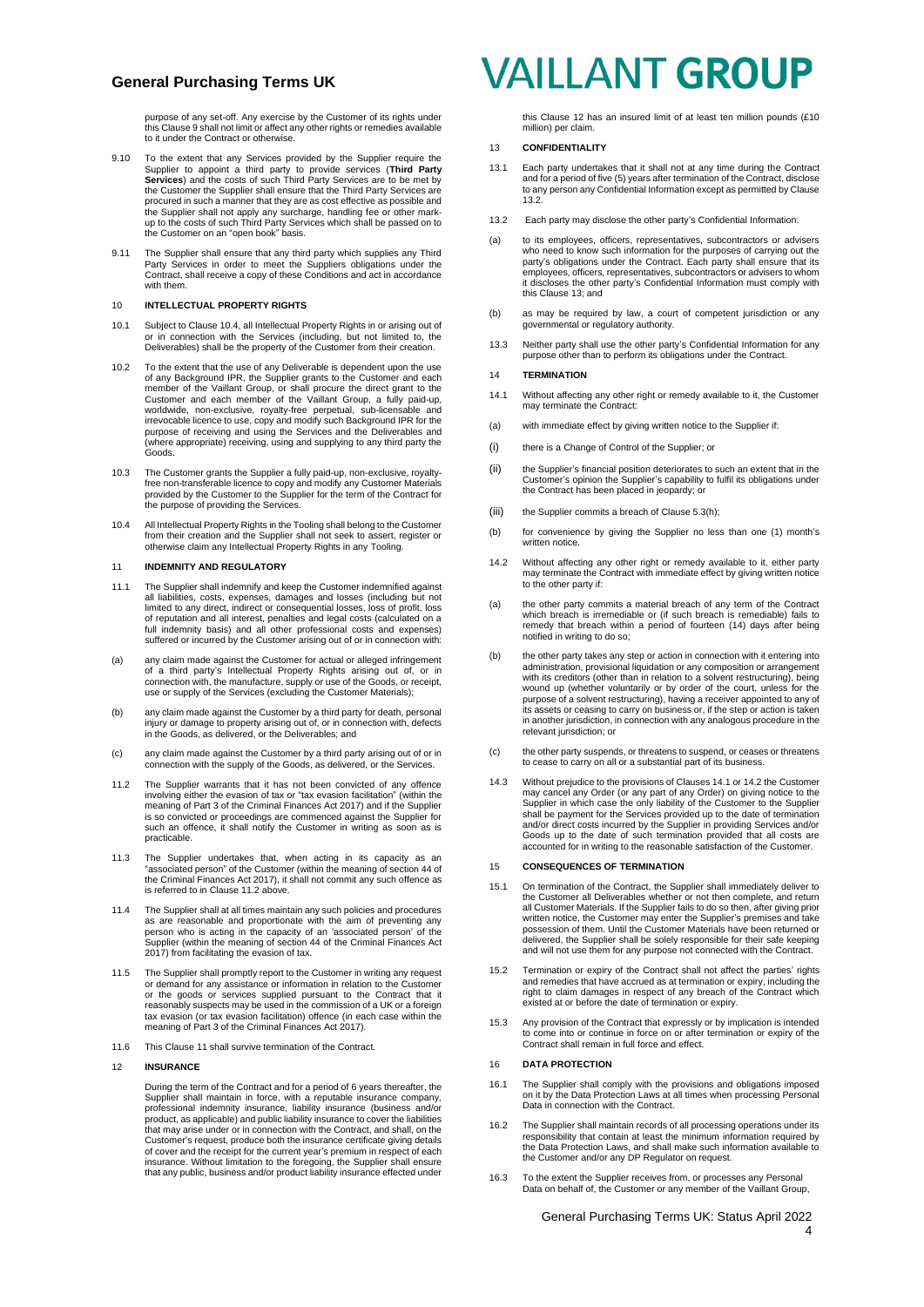purpose of any set-off. Any exercise by the Customer of its rights under this Clause 9 shall not limit or affect any other rights or remedies available to it under the Contract or otherwise.

9.10 To the extent that any Services provided by the Supplier require the Supplier to appoint a third party to provide services (**Third Party Services**) and the costs of such Third Party Services are to be met by the Customer the Supplier shall ensure that the Third Party Services are procured in such a manner that they are as cost effective as possible and the Supplier shall not apply any surcharge, handling fee or other mark-up to the costs of such Third Party Services which shall be passed on to the Customer on an "open book" basis.

9.11 The Supplier shall ensure that any third party which supplies any Third Party Services in order to meet the Suppliers obligations under the Contract, shall receive a copy of these Conditions and act in accordance with them.

## 10 INTELLECTUAL PROPERTY RIGHTS

10.1 Subject to Clause 10.4, all Intellectual Property Rights in or arising out of or in connection with the Services (including, but not limited to, the Deliverables) shall be the property of the Customer from their creation.

10.2 To the extent that the use of any Deliverable is dependent upon the use of any Background IPR, the Supplier grants to the Customer and each member of the Vaillant Group, or shall procure the direct grant to the Customer and each member of the Vaillant Group, a fully paid-up, worldwide, non-exclusive, royalty-free perpetual, sub-licensable and irrevocable licence to use, copy and modify such Background IPR for the purpose of receiving and using the Services and the Deliverables and (where appropriate) receiving, using and supplying to any third party the Goods.

10.3 The Customer grants the Supplier a fully paid-up, non-exclusive, royalty-free non-transferable licence to copy and modify any Customer Materials provided by the Customer to the Supplier for the term of the Contract for the purpose of providing the Services.

10.4 All Intellectual Property Rights in the Tooling shall belong to the Customer from their creation and the Supplier shall not seek to assert, register or otherwise claim any Intellectual Property Rights in any Tooling.

## 11 INDEMNITY AND REGULATORY

11.1 The Supplier shall indemnify and keep the Customer indemnified against all liabilities, costs, expenses, damages and losses (including but not limited to any direct, indirect or consequential losses, loss of profit, loss of reputation and all interest, penalties and legal costs (calculated on a full indemnity basis) and all other professional costs and expenses) suffered or incurred by the Customer arising out of or in connection with:

(a) any claim made against the Customer for actual or alleged infringement of a third party's Intellectual Property Rights arising out of, or in connection with, the manufacture, supply or use of the Goods, or receipt, use or supply of the Services (excluding the Customer Materials);

(b) any claim made against the Customer by a third party for death, personal injury or damage to property arising out of, or in connection with, defects in the Goods, as delivered, or the Deliverables; and

(c) any claim made against the Customer by a third party arising out of or in connection with the supply of the Goods, as delivered, or the Services.

11.2 The Supplier warrants that it has not been convicted of any offence involving either the evasion of tax or "tax evasion facilitation" (within the meaning of Part 3 of the Criminal Finances Act 2017) and if the Supplier is so convicted or proceedings are commenced against the Supplier for such an offence, it shall notify the Customer in writing as soon as is practicable.

11.3 The Supplier undertakes that, when acting in its capacity as an "associated person" of the Customer (within the meaning of section 44 of the Criminal Finances Act 2017), it shall not commit any such offence as is referred to in Clause 11.2 above.

11.4 The Supplier shall at all times maintain any such policies and procedures as are reasonable and proportionate with the aim of preventing any person who is acting in the capacity of an 'associated person' of the Supplier (within the meaning of section 44 of the Criminal Finances Act 2017) from facilitating the evasion of tax.

11.5 The Supplier shall promptly report to the Customer in writing any request or demand for any assistance or information in relation to the Customer or the goods or services supplied pursuant to the Contract that it reasonably suspects may be used in the commission of a UK or a foreign tax evasion (or tax evasion facilitation) offence (in each case within the meaning of Part 3 of the Criminal Finances Act 2017).

11.6 This Clause 11 shall survive termination of the Contract.

## 12 INSURANCE

During the term of the Contract and for a period of 6 years thereafter, the Supplier shall maintain in force, with a reputable insurance company, professional indemnity insurance, liability insurance (business and/or product, as applicable) and public liability insurance to cover the liabilities that may arise under or in connection with the Contract, and shall, on the Customer's request, produce both the insurance certificate giving details of cover and the receipt for the current year's premium in respect of each insurance. Without limitation to the foregoing, the Supplier shall ensure that any public, business and/or product liability insurance effected under this Clause 12 has an insured limit of at least ten million pounds (£10 million) per claim.

## 13 CONFIDENTIALITY

13.1 Each party undertakes that it shall not at any time during the Contract and for a period of five (5) years after termination of the Contract, disclose to any person any Confidential Information except as permitted by Clause 13.2.

13.2 Each party may disclose the other party's Confidential Information:

(a) to its employees, officers, representatives, subcontractors or advisers who need to know such information for the purposes of carrying out the party's obligations under the Contract. Each party shall ensure that its employees, officers, representatives, subcontractors or advisers to whom it discloses the other party's Confidential Information must comply with this Clause 13; and

(b) as may be required by law, a court of competent jurisdiction or any governmental or regulatory authority.

13.3 Neither party shall use the other party's Confidential Information for any purpose other than to perform its obligations under the Contract.

## 14 TERMINATION

14.1 Without affecting any other right or remedy available to it, the Customer may terminate the Contract:

(a) with immediate effect by giving written notice to the Supplier if:

(i) there is a Change of Control of the Supplier; or

(ii) the Supplier's financial position deteriorates to such an extent that in the Customer's opinion the Supplier's capability to fulfil its obligations under the Contract has been placed in jeopardy; or

(iii) the Supplier commits a breach of Clause 5.3(h);

(b) for convenience by giving the Supplier no less than one (1) month's written notice.

14.2 Without affecting any other right or remedy available to it, either party may terminate the Contract with immediate effect by giving written notice to the other party if:

(a) the other party commits a material breach of any term of the Contract which breach is irremediable or (if such breach is remediable) fails to remedy that breach within a period of fourteen (14) days after being notified in writing to do so;

(b) the other party takes any step or action in connection with it entering into administration, provisional liquidation or any composition or arrangement with its creditors (other than in relation to a solvent restructuring), being wound up (whether voluntarily or by order of the court, unless for the purpose of a solvent restructuring), having a receiver appointed to any of its assets or ceasing to carry on business or, if the step or action is taken in another jurisdiction, in connection with any analogous procedure in the relevant jurisdiction; or

(c) the other party suspends, or threatens to suspend, or ceases or threatens to cease to carry on all or a substantial part of its business.

14.3 Without prejudice to the provisions of Clauses 14.1 or 14.2 the Customer may cancel any Order (or any part of any Order) on giving notice to the Supplier in which case the only liability of the Customer to the Supplier shall be payment for the Services provided up to the date of termination and/or direct costs incurred by the Supplier in providing Services and/or Goods up to the date of such termination provided that all costs are accounted for in writing to the reasonable satisfaction of the Customer.

## 15 CONSEQUENCES OF TERMINATION

15.1 On termination of the Contract, the Supplier shall immediately deliver to the Customer all Deliverables whether or not then complete, and return all Customer Materials. If the Supplier fails to do so then, after giving prior written notice, the Customer may enter the Supplier's premises and take possession of them. Until the Customer Materials have been returned or delivered, the Supplier shall be solely responsible for their safe keeping and will not use them for any purpose not connected with the Contract.

15.2 Termination or expiry of the Contract shall not affect the parties' rights and remedies that have accrued as at termination or expiry, including the right to claim damages in respect of any breach of the Contract which existed at or before the date of termination or expiry.

15.3 Any provision of the Contract that expressly or by implication is intended to come into or continue in force on or after termination or expiry of the Contract shall remain in full force and effect.

## 16 DATA PROTECTION

16.1 The Supplier shall comply with the provisions and obligations imposed on it by the Data Protection Laws at all times when processing Personal Data in connection with the Contract.

16.2 The Supplier shall maintain records of all processing operations under its responsibility that contain at least the minimum information required by the Data Protection Laws, and shall make such information available to the Customer and/or any DP Regulator on request.

16.3 To the extent the Supplier receives from, or processes any Personal Data on behalf of, the Customer or any member of the Vaillant Group,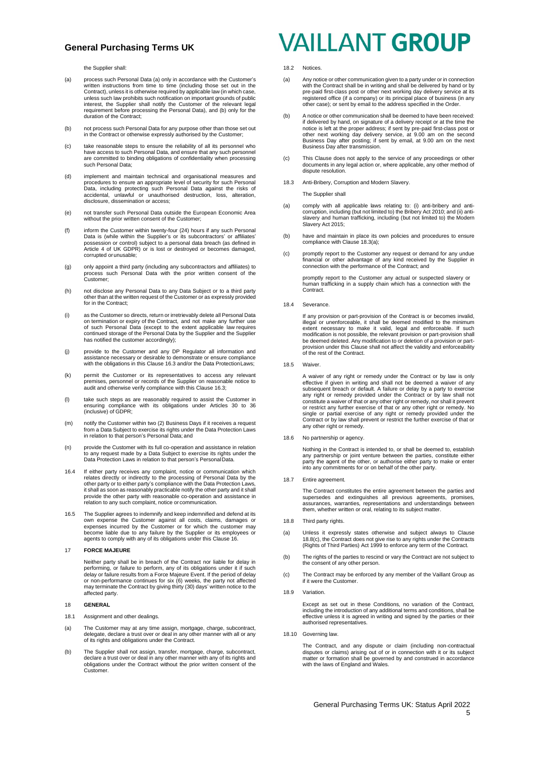the Supplier shall:

(a) process such Personal Data (a) only in accordance with the Customer's written instructions from time to time (including those set out in the Contract), unless it is otherwise required by applicable law (in which case, unless such law prohibits such notification on important grounds of public interest, the Supplier shall notify the Customer of the relevant legal requirement before processing the Personal Data), and (b) only for the duration of the Contract;

(b) not process such Personal Data for any purpose other than those set out in the Contract or otherwise expressly authorised by the Customer;

(c) take reasonable steps to ensure the reliability of all its personnel who have access to such Personal Data, and ensure that any such personnel are committed to binding obligations of confidentiality when processing such Personal Data;

(d) implement and maintain technical and organisational measures and procedures to ensure an appropriate level of security for such Personal Data, including protecting such Personal Data against the risks of accidental, unlawful or unauthorised destruction, loss, alteration, disclosure, dissemination or access;

(e) not transfer such Personal Data outside the European Economic Area without the prior written consent of the Customer;

(f) inform the Customer within twenty-four (24) hours if any such Personal Data is (while within the Supplier's or its subcontractors' or affiliates' possession or control) subject to a personal data breach (as defined in Article 4 of UK GDPR) or is lost or destroyed or becomes damaged, corrupted or unusable;

(g) only appoint a third party (including any subcontractors and affiliates) to process such Personal Data with the prior written consent of the Customer;

(h) not disclose any Personal Data to any Data Subject or to a third party other than at the written request of the Customer or as expressly provided for in the Contract;

(i) as the Customer so directs, return or irretrievably delete all Personal Data on termination or expiry of the Contract, and not make any further use of such Personal Data (except to the extent applicable law requires continued storage of the Personal Data by the Supplier and the Supplier has notified the customer accordingly);

(j) provide to the Customer and any DP Regulator all information and assistance necessary or desirable to demonstrate or ensure compliance with the obligations in this Clause 16.3 and/or the Data Protection Laws;

(k) permit the Customer or its representatives to access any relevant premises, personnel or records of the Supplier on reasonable notice to audit and otherwise verify compliance with this Clause 16.3;

(l) take such steps as are reasonably required to assist the Customer in ensuring compliance with its obligations under Articles 30 to 36 (inclusive) of GDPR;

(m) notify the Customer within two (2) Business Days if it receives a request from a Data Subject to exercise its rights under the Data Protection Laws in relation to that person's Personal Data; and

(n) provide the Customer with its full co-operation and assistance in relation to any request made by a Data Subject to exercise its rights under the Data Protection Laws in relation to that person's Personal Data.

16.4 If either party receives any complaint, notice or communication which relates directly or indirectly to the processing of Personal Data by the other party or to either party's compliance with the Data Protection Laws, it shall as soon as reasonably practicable notify the other party and it shall provide the other party with reasonable co-operation and assistance in relation to any such complaint, notice or communication.

16.5 The Supplier agrees to indemnify and keep indemnified and defend at its own expense the Customer against all costs, claims, damages or expenses incurred by the Customer or for which the customer may become liable due to any failure by the Supplier or its employees or agents to comply with any of its obligations under this Clause 16.

## 17 FORCE MAJEURE

Neither party shall be in breach of the Contract nor liable for delay in performing, or failure to perform, any of its obligations under it if such delay or failure results from a Force Majeure Event. If the period of delay or non-performance continues for six (6) weeks, the party not affected may terminate the Contract by giving thirty (30) days' written notice to the affected party.

## 18 GENERAL

18.1 Assignment and other dealings.

(a) The Customer may at any time assign, mortgage, charge, subcontract, delegate, declare a trust over or deal in any other manner with all or any of its rights and obligations under the Contract.

(b) The Supplier shall not assign, transfer, mortgage, charge, subcontract, declare a trust over or deal in any other manner with any of its rights and obligations under the Contract without the prior written consent of the Customer.

18.2 Notices.

(a) Any notice or other communication given to a party under or in connection with the Contract shall be in writing and shall be delivered by hand or by pre-paid first-class post or other next working day delivery service at its registered office (if a company) or its principal place of business (in any other case); or sent by email to the address specified in the Order.

(b) A notice or other communication shall be deemed to have been received: if delivered by hand, on signature of a delivery receipt or at the time the notice is left at the proper address; if sent by pre-paid first-class post or other next working day delivery service, at 9.00 am on the second Business Day after posting; if sent by email, at 9.00 am on the next Business Day after transmission.

(c) This Clause does not apply to the service of any proceedings or other documents in any legal action or, where applicable, any other method of dispute resolution.

18.3 Anti-Bribery, Corruption and Modern Slavery.

The Supplier shall

(a) comply with all applicable laws relating to: (i) anti-bribery and anti-corruption, including (but not limited to) the Bribery Act 2010; and (ii) anti-slavery and human trafficking, including (but not limited to) the Modern Slavery Act 2015;

(b) have and maintain in place its own policies and procedures to ensure compliance with Clause 18.3(a);

(c) promptly report to the Customer any request or demand for any undue financial or other advantage of any kind received by the Supplier in connection with the performance of the Contract; and

promptly report to the Customer any actual or suspected slavery or human trafficking in a supply chain which has a connection with the Contract.

18.4 Severance.

If any provision or part-provision of the Contract is or becomes invalid, illegal or unenforceable, it shall be deemed modified to the minimum extent necessary to make it valid, legal and enforceable. If such modification is not possible, the relevant provision or part-provision shall be deemed deleted. Any modification to or deletion of a provision or part-provision under this Clause shall not affect the validity and enforceability of the rest of the Contract.

18.5 Waiver.

A waiver of any right or remedy under the Contract or by law is only effective if given in writing and shall not be deemed a waiver of any subsequent breach or default. A failure or delay by a party to exercise any right or remedy provided under the Contract or by law shall not constitute a waiver of that or any other right or remedy, nor shall it prevent or restrict any further exercise of that or any other right or remedy. No single or partial exercise of any right or remedy provided under the Contract or by law shall prevent or restrict the further exercise of that or any other right or remedy.

18.6 No partnership or agency.

Nothing in the Contract is intended to, or shall be deemed to, establish any partnership or joint venture between the parties, constitute either party the agent of the other, or authorise either party to make or enter into any commitments for or on behalf of the other party.

18.7 Entire agreement.

The Contract constitutes the entire agreement between the parties and supersedes and extinguishes all previous agreements, promises, assurances, warranties, representations and understandings between them, whether written or oral, relating to its subject matter.

18.8 Third party rights.

(a) Unless it expressly states otherwise and subject always to Clause 18.8(c), the Contract does not give rise to any rights under the Contracts (Rights of Third Parties) Act 1999 to enforce any term of the Contract.

(b) The rights of the parties to rescind or vary the Contract are not subject to the consent of any other person.

(c) The Contract may be enforced by any member of the Vaillant Group as if it were the Customer.

18.9 Variation.

Except as set out in these Conditions, no variation of the Contract, including the introduction of any additional terms and conditions, shall be effective unless it is agreed in writing and signed by the parties or their authorised representatives.

18.10 Governing law.

The Contract, and any dispute or claim (including non-contractual disputes or claims) arising out of or in connection with it or its subject matter or formation shall be governed by and construed in accordance with the laws of England and Wales.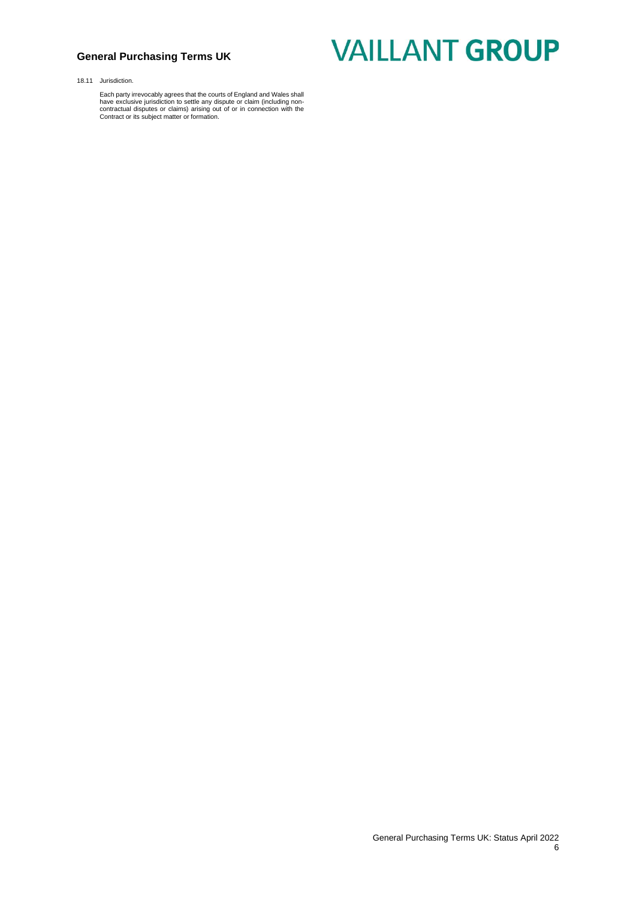18.11 Jurisdiction.

Each party irrevocably agrees that the courts of England and Wales shall have exclusive jurisdiction to settle any dispute or claim (including non-contractual disputes or claims) arising out of or in connection with the Contract or its subject matter or formation.